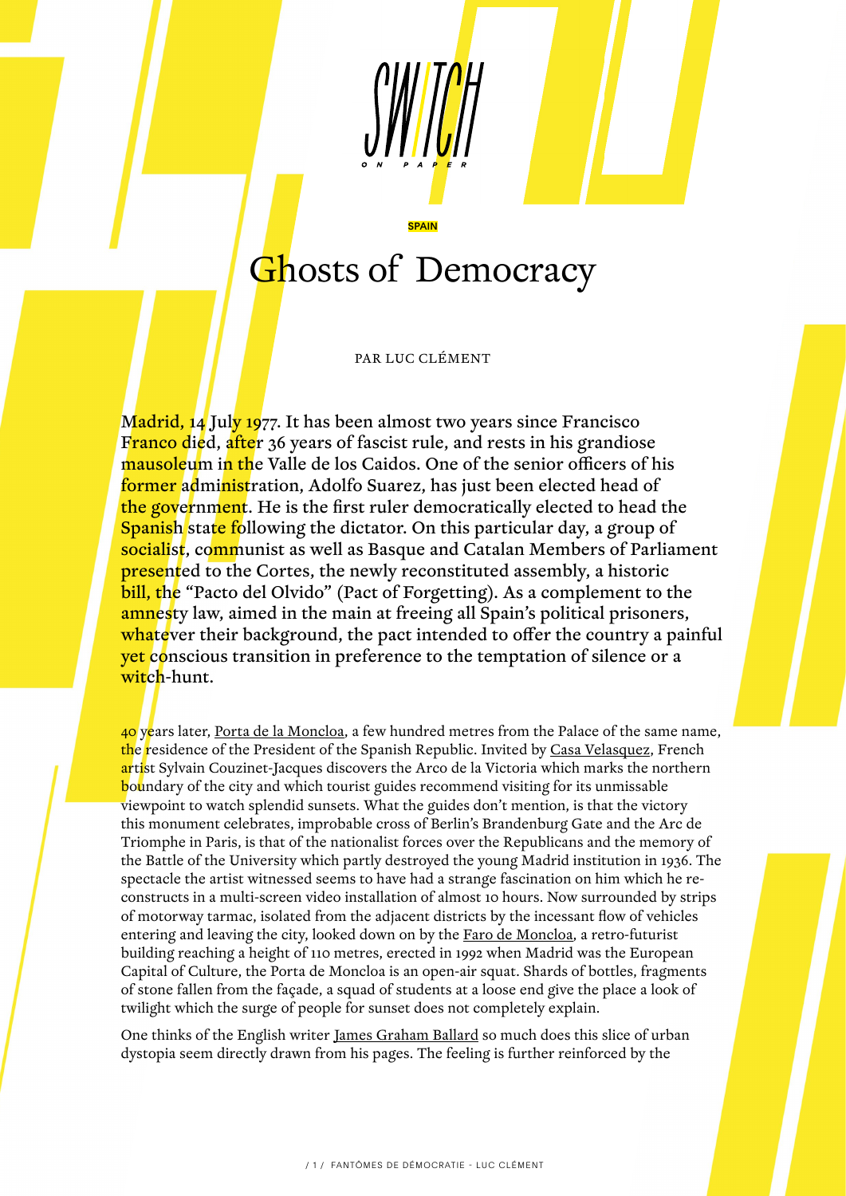SWITCH ON PAPER

SPAIN

# Ghosts of Democracy

PAR LUC CLÉMENT

Madrid, 14 July 1977. It has been almost two years since Francisco Franco died, after 36 years of fascist rule, and rests in his grandiose mausoleum in the Valle de los Caidos. One of the senior officers of his former administration, Adolfo Suarez, has just been elected head of the government. He is the first ruler democratically elected to head the Spanish state following the dictator. On this particular day, a group of socialist, communist as well as Basque and Catalan Members of Parliament presented to the Cortes, the newly reconstituted assembly, a historic bill, the "Pacto del Olvido" (Pact of Forgetting). As a complement to the amnesty law, aimed in the main at freeing all Spain's political prisoners, whatever their background, the pact intended to offer the country a painful yet conscious transition in preference to the temptation of silence or a witch-hunt.

40 years later, Porta de la Moncloa, a few hundred metres from the Palace of the same name, the residence of the President of the Spanish Republic. Invited by Casa Velasquez, French artist Sylvain Couzinet-Jacques discovers the Arco de la Victoria which marks the northern boundary of the city and which tourist guides recommend visiting for its unmissable viewpoint to watch splendid sunsets. What the guides don't mention, is that the victory this monument celebrates, improbable cross of Berlin's Brandenburg Gate and the Arc de Triomphe in Paris, is that of the nationalist forces over the Republicans and the memory of the Battle of the University which partly destroyed the young Madrid institution in 1936. The spectacle the artist witnessed seems to have had a strange fascination on him which he re-constructs in a multi-screen video installation of almost 10 hours. Now surrounded by strips of motorway tarmac, isolated from the adjacent districts by the incessant flow of vehicles entering and leaving the city, looked down on by the Faro de Moncloa, a retro-futurist building reaching a height of 110 metres, erected in 1992 when Madrid was the European Capital of Culture, the Porta de Moncloa is an open-air squat. Shards of bottles, fragments of stone fallen from the façade, a squad of students at a loose end give the place a look of twilight which the surge of people for sunset does not completely explain.

One thinks of the English writer James Graham Ballard so much does this slice of urban dystopia seem directly drawn from his pages. The feeling is further reinforced by the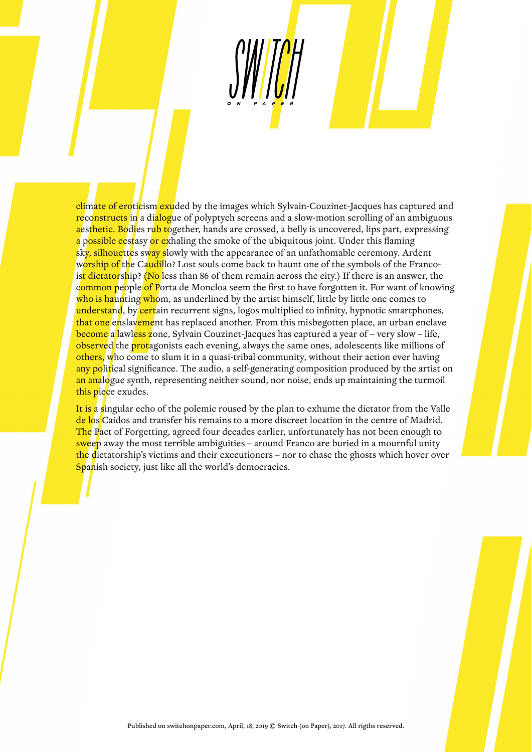climate of eroticism exuded by the images which Sylvain-Couzinet-Jacques has captured and reconstructs in a dialogue of polyptych screens and a slow-motion scrolling of an ambiguous aesthetic. Bodies rub together, hands are crossed, a belly is uncovered, lips part, expressing a possible ecstasy or exhaling the smoke of the ubiquitous joint. Under this flaming sky, silhouettes sway slowly with the appearance of an unfathomable ceremony. Ardent worship of the Caudillo? Lost souls come back to haunt one of the symbols of the Francoist dictatorship? (No less than 86 of them remain across the city.) If there is an answer, the common people of Porta de Moncloa seem the first to have forgotten it. For want of knowing who is haunting whom, as underlined by the artist himself, little by little one comes to understand, by certain recurrent signs, logos multiplied to infinity, hypnotic smartphones, that one enslavement has replaced another. From this misbegotten place, an urban enclave become a lawless zone, Sylvain Couzinet-Jacques has captured a year of – very slow – life, observed the protagonists each evening, always the same ones, adolescents like millions of others, who come to slum it in a quasi-tribal community, without their action ever having any political significance. The audio, a self-generating composition produced by the artist on an analogue synth, representing neither sound, nor noise, ends up maintaining the turmoil this piece exudes.

It is a singular echo of the polemic roused by the plan to exhume the dictator from the Valle de los Caidos and transfer his remains to a more discreet location in the centre of Madrid. The Pact of Forgetting, agreed four decades earlier, unfortunately has not been enough to sweep away the most terrible ambiguities – around Franco are buried in a mournful unity the dictatorship's victims and their executioners – nor to chase the ghosts which hover over Spanish society, just like all the world's democracies.

Published on switchonpaper.com, April, 18, 2019 © Switch (on Paper), 2017. All rigths reserved.